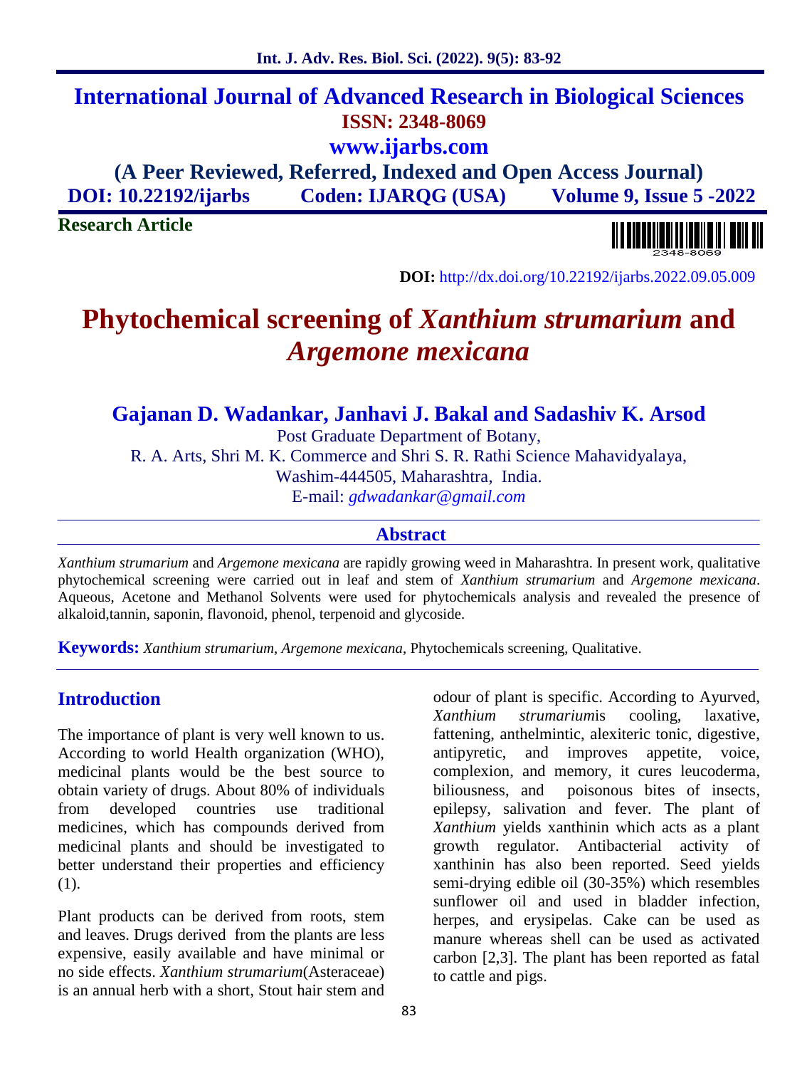# International Journal of Advanced Research in Biological Sciences

**ISSN: 2348-8069**

**www.ijarbs.com**

**(A Peer Reviewed, Referred, Indexed and Open Access Journal)**

**DOI: 10.22192/ijarbs Coden: IJARQG (USA) Volume 9, Issue 5 -2022**

**Research Article**

**DOI:** http://dx.doi.org/10.22192/ijarbs.2022.09.05.009

# Phytochemical screening of *Xanthium strumarium* and *Argemone mexicana*

**Gajanan D. Wadankar, Janhavi J. Bakal and Sadashiv K. Arsod**

Post Graduate Department of Botany,
R. A. Arts, Shri M. K. Commerce and Shri S. R. Rathi Science Mahavidyalaya,
Washim-444505, Maharashtra, India.
E-mail: *gdwadankar@gmail.com*

## Abstract

*Xanthium strumarium* and *Argemone mexicana* are rapidly growing weed in Maharashtra. In present work, qualitative phytochemical screening were carried out in leaf and stem of *Xanthium strumarium* and *Argemone mexicana*. Aqueous, Acetone and Methanol Solvents were used for phytochemicals analysis and revealed the presence of alkaloid,tannin, saponin, flavonoid, phenol, terpenoid and glycoside.

**Keywords:** *Xanthium strumarium*, *Argemone mexicana*, Phytochemicals screening, Qualitative.

## Introduction

The importance of plant is very well known to us. According to world Health organization (WHO), medicinal plants would be the best source to obtain variety of drugs. About 80% of individuals from developed countries use traditional medicines, which has compounds derived from medicinal plants and should be investigated to better understand their properties and efficiency (1).

Plant products can be derived from roots, stem and leaves. Drugs derived from the plants are less expensive, easily available and have minimal or no side effects. *Xanthium strumarium*(Asteraceae) is an annual herb with a short, Stout hair stem and odour of plant is specific. According to Ayurved, *Xanthium strumarium*is cooling, laxative, fattening, anthelmintic, alexiteric tonic, digestive, antipyretic, and improves appetite, voice, complexion, and memory, it cures leucoderma, biliousness, and poisonous bites of insects, epilepsy, salivation and fever. The plant of *Xanthium* yields xanthinin which acts as a plant growth regulator. Antibacterial activity of xanthinin has also been reported. Seed yields semi-drying edible oil (30-35%) which resembles sunflower oil and used in bladder infection, herpes, and erysipelas. Cake can be used as manure whereas shell can be used as activated carbon [2,3]. The plant has been reported as fatal to cattle and pigs.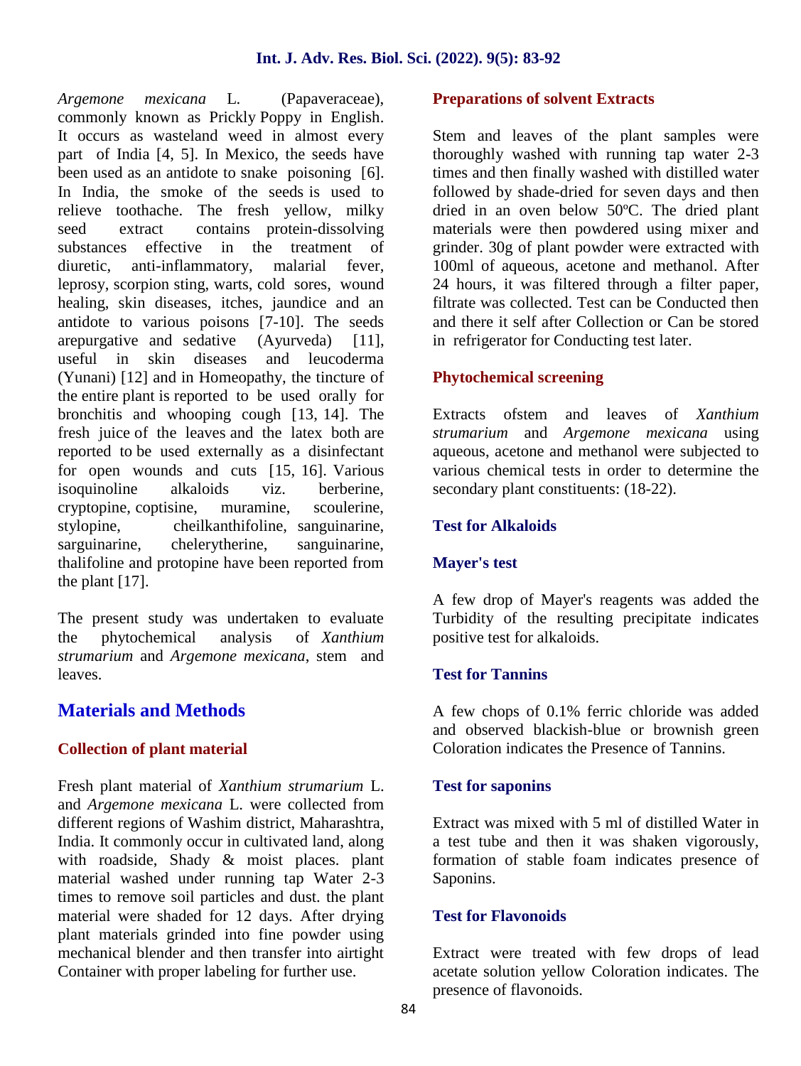*Argemone mexicana* L. (Papaveraceae), commonly known as Prickly Poppy in English. It occurs as wasteland weed in almost every part of India [4, 5]. In Mexico, the seeds have been used as an antidote to snake poisoning [6]. In India, the smoke of the seeds is used to relieve toothache. The fresh yellow, milky seed extract contains protein-dissolving substances effective in the treatment of diuretic, anti-inflammatory, malarial fever, leprosy, scorpion sting, warts, cold sores, wound healing, skin diseases, itches, jaundice and an antidote to various poisons [7-10]. The seeds arepurgative and sedative (Ayurveda) [11], useful in skin diseases and leucoderma (Yunani) [12] and in Homeopathy, the tincture of the entire plant is reported to be used orally for bronchitis and whooping cough [13, 14]. The fresh juice of the leaves and the latex both are reported to be used externally as a disinfectant for open wounds and cuts [15, 16]. Various isoquinoline alkaloids viz. berberine, cryptopine, coptisine, muramine, scoulerine, stylopine, cheilkanthifoline, sanguinarine, sarguinarine, chelerytherine, sanguinarine, thalifoline and protopine have been reported from the plant [17].

The present study was undertaken to evaluate the phytochemical analysis of *Xanthium strumarium* and *Argemone mexicana*, stem and leaves.

## Materials and Methods

### Collection of plant material

Fresh plant material of *Xanthium strumarium* L. and *Argemone mexicana* L. were collected from different regions of Washim district, Maharashtra, India. It commonly occur in cultivated land, along with roadside, Shady & moist places. plant material washed under running tap Water 2-3 times to remove soil particles and dust. the plant material were shaded for 12 days. After drying plant materials grinded into fine powder using mechanical blender and then transfer into airtight Container with proper labeling for further use.

### Preparations of solvent Extracts

Stem and leaves of the plant samples were thoroughly washed with running tap water 2-3 times and then finally washed with distilled water followed by shade-dried for seven days and then dried in an oven below 50ºC. The dried plant materials were then powdered using mixer and grinder. 30g of plant powder were extracted with 100ml of aqueous, acetone and methanol. After 24 hours, it was filtered through a filter paper, filtrate was collected. Test can be Conducted then and there it self after Collection or Can be stored in refrigerator for Conducting test later.

### Phytochemical screening

Extracts ofstem and leaves of *Xanthium strumarium* and *Argemone mexicana* using aqueous, acetone and methanol were subjected to various chemical tests in order to determine the secondary plant constituents: (18-22).

### Test for Alkaloids

### Mayer's test

A few drop of Mayer's reagents was added the Turbidity of the resulting precipitate indicates positive test for alkaloids.

### Test for Tannins

A few chops of 0.1% ferric chloride was added and observed blackish-blue or brownish green Coloration indicates the Presence of Tannins.

### Test for saponins

Extract was mixed with 5 ml of distilled Water in a test tube and then it was shaken vigorously, formation of stable foam indicates presence of Saponins.

### Test for Flavonoids

Extract were treated with few drops of lead acetate solution yellow Coloration indicates. The presence of flavonoids.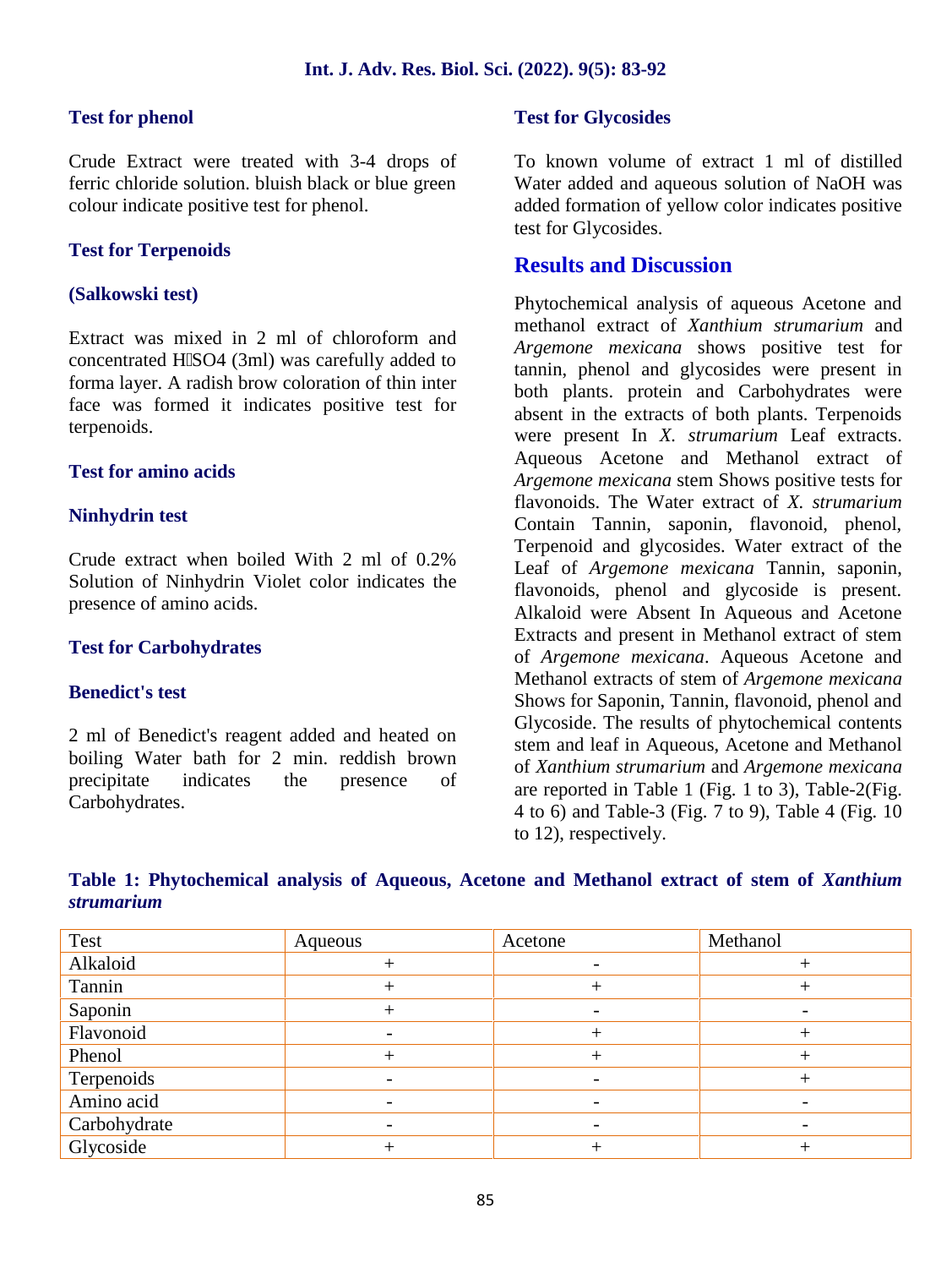### Test for phenol

Crude Extract were treated with 3-4 drops of ferric chloride solution. bluish black or blue green colour indicate positive test for phenol.

### Test for Terpenoids

### (Salkowski test)

Extract was mixed in 2 ml of chloroform and concentrated $H_2SO4$ (3ml) was carefully added to forma layer. A radish brow coloration of thin inter face was formed it indicates positive test for terpenoids.

### Test for amino acids

### Ninhydrin test

Crude extract when boiled With 2 ml of 0.2% Solution of Ninhydrin Violet color indicates the presence of amino acids.

### Test for Carbohydrates

### Benedict's test

2 ml of Benedict's reagent added and heated on boiling Water bath for 2 min. reddish brown precipitate indicates the presence of Carbohydrates.

### Test for Glycosides

To known volume of extract 1 ml of distilled Water added and aqueous solution of NaOH was added formation of yellow color indicates positive test for Glycosides.

## Results and Discussion

Phytochemical analysis of aqueous Acetone and methanol extract of *Xanthium strumarium* and *Argemone mexicana* shows positive test for tannin, phenol and glycosides were present in both plants. protein and Carbohydrates were absent in the extracts of both plants. Terpenoids were present In *X. strumarium* Leaf extracts. Aqueous Acetone and Methanol extract of *Argemone mexicana* stem Shows positive tests for flavonoids. The Water extract of *X. strumarium* Contain Tannin, saponin, flavonoid, phenol, Terpenoid and glycosides. Water extract of the Leaf of *Argemone mexicana* Tannin, saponin, flavonoids, phenol and glycoside is present. Alkaloid were Absent In Aqueous and Acetone Extracts and present in Methanol extract of stem of *Argemone mexicana*. Aqueous Acetone and Methanol extracts of stem of *Argemone mexicana* Shows for Saponin, Tannin, flavonoid, phenol and Glycoside. The results of phytochemical contents stem and leaf in Aqueous, Acetone and Methanol of *Xanthium strumarium* and *Argemone mexicana* are reported in Table 1 (Fig. 1 to 3), Table-2(Fig. 4 to 6) and Table-3 (Fig. 7 to 9), Table 4 (Fig. 10 to 12), respectively.

**Table 1: Phytochemical analysis of Aqueous, Acetone and Methanol extract of stem of *Xanthium strumarium***

| Test | Aqueous | Acetone | Methanol |
|---|---|---|---|
| Alkaloid | + | - | + |
| Tannin | + | + | + |
| Saponin | + | - | - |
| Flavonoid | - | + | + |
| Phenol | + | + | + |
| Terpenoids | - | - | + |
| Amino acid | - | - | - |
| Carbohydrate | - | - | - |
| Glycoside | + | + | + |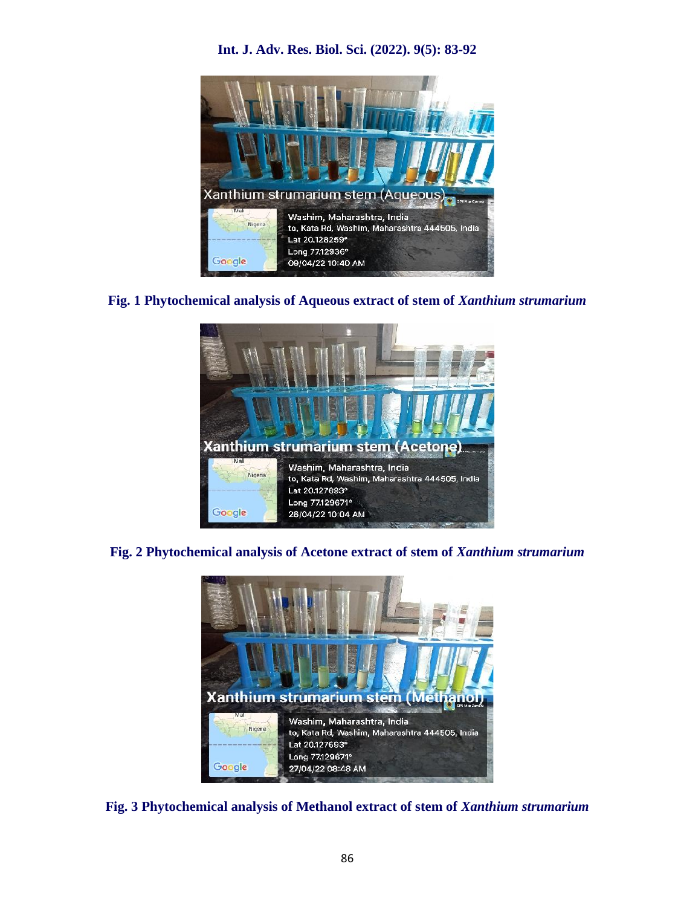Fig. 1 Phytochemical analysis of Aqueous extract of stem of *Xanthium strumarium*

Fig. 2 Phytochemical analysis of Acetone extract of stem of *Xanthium strumarium*

Fig. 3 Phytochemical analysis of Methanol extract of stem of *Xanthium strumarium*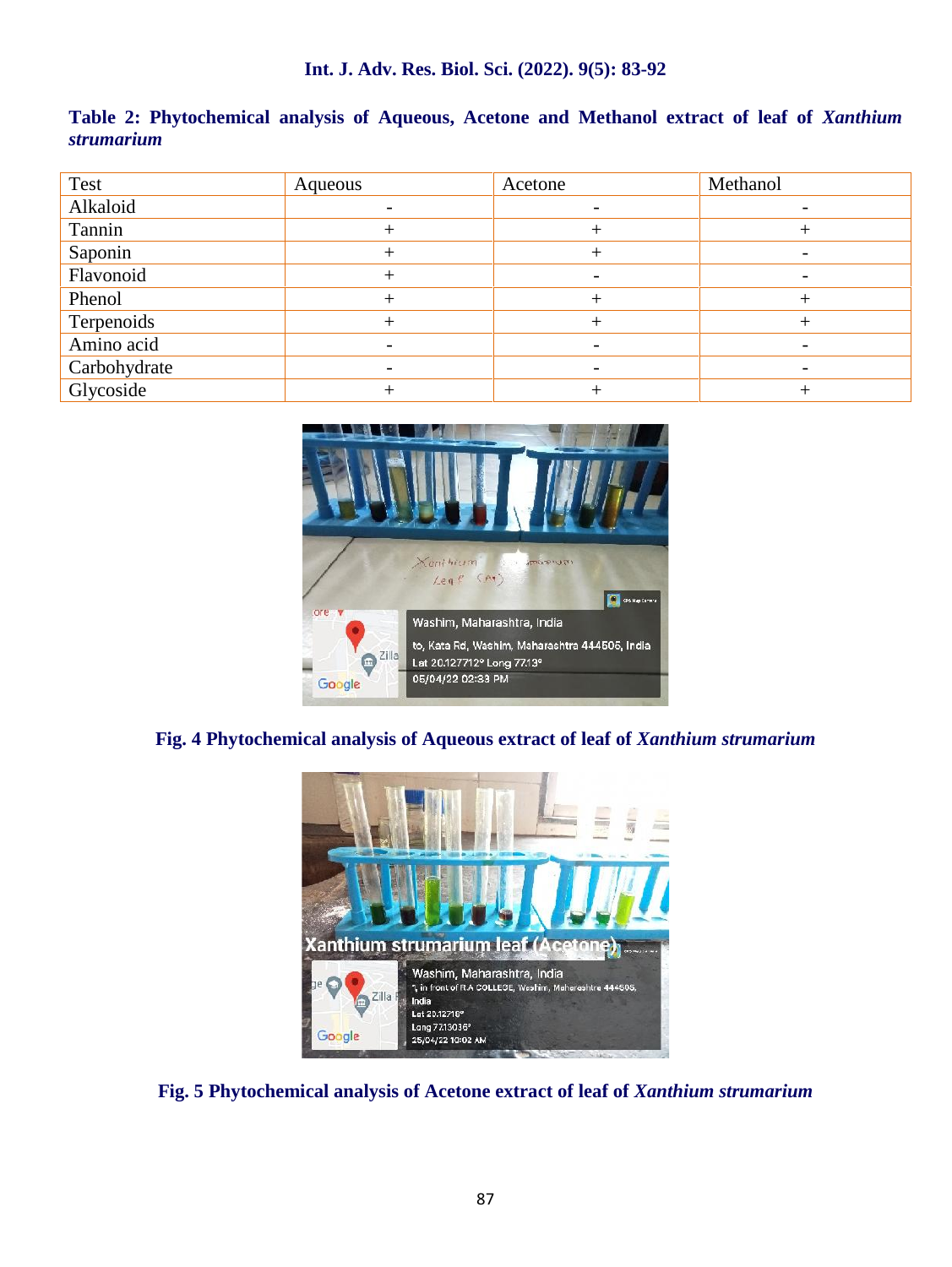**Table 2: Phytochemical analysis of Aqueous, Acetone and Methanol extract of leaf of *Xanthium strumarium***

| Test | Aqueous | Acetone | Methanol |
|---|---|---|---|
| Alkaloid | - | - | - |
| Tannin | + | + | + |
| Saponin | + | + | - |
| Flavonoid | + | - | - |
| Phenol | + | + | + |
| Terpenoids | + | + | + |
| Amino acid | - | - | - |
| Carbohydrate | - | - | - |
| Glycoside | + | + | + |

**Fig. 4 Phytochemical analysis of Aqueous extract of leaf of *Xanthium strumarium***

**Fig. 5 Phytochemical analysis of Acetone extract of leaf of *Xanthium strumarium***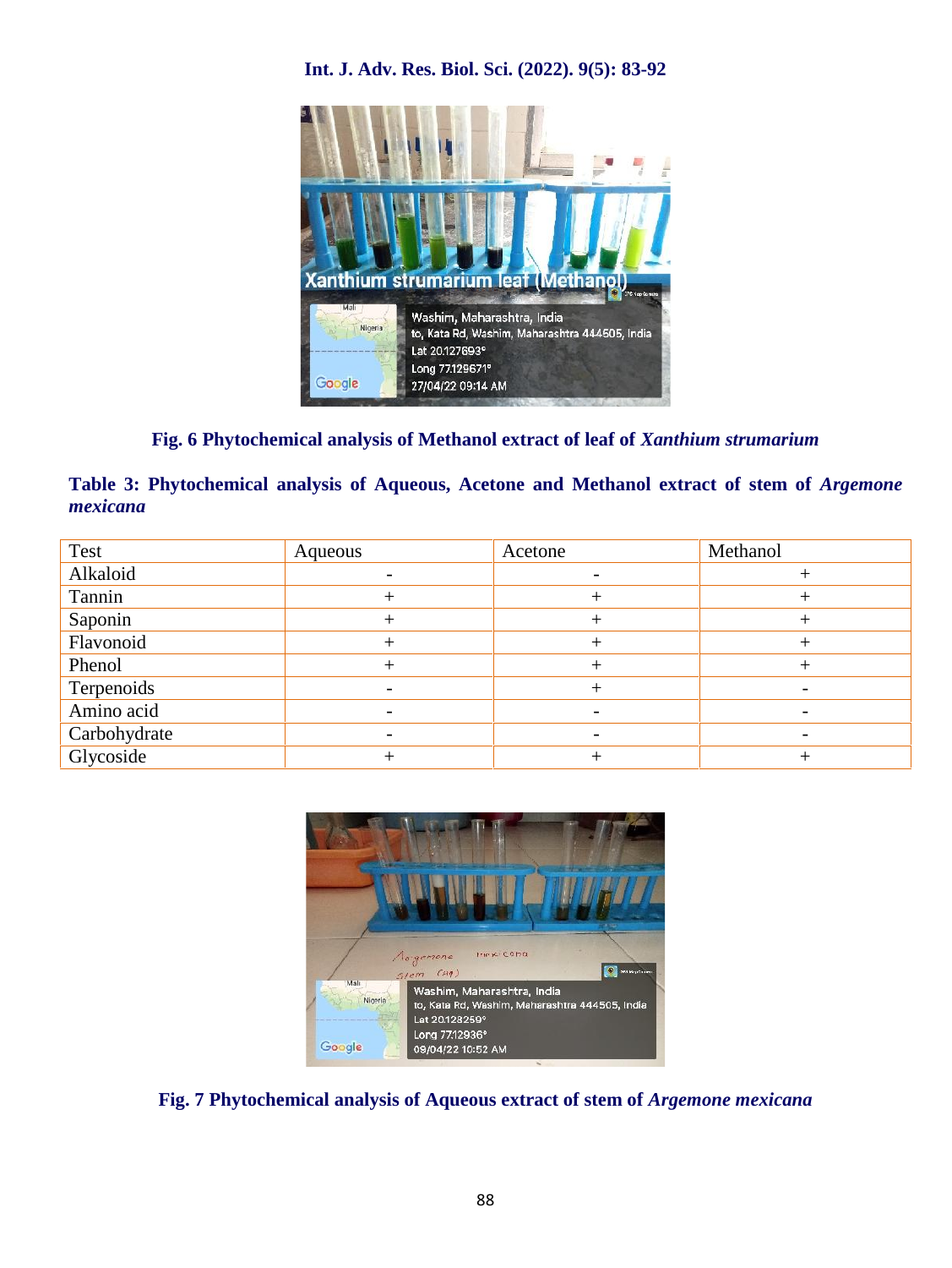Fig. 6 Phytochemical analysis of Methanol extract of leaf of *Xanthium strumarium*

**Table 3: Phytochemical analysis of Aqueous, Acetone and Methanol extract of stem of *Argemone mexicana***

| Test | Aqueous | Acetone | Methanol |
|---|---|---|---|
| Alkaloid | - | - | + |
| Tannin | + | + | + |
| Saponin | + | + | + |
| Flavonoid | + | + | + |
| Phenol | + | + | + |
| Terpenoids | - | + | - |
| Amino acid | - | - | - |
| Carbohydrate | - | - | - |
| Glycoside | + | + | + |

Fig. 7 Phytochemical analysis of Aqueous extract of stem of *Argemone mexicana*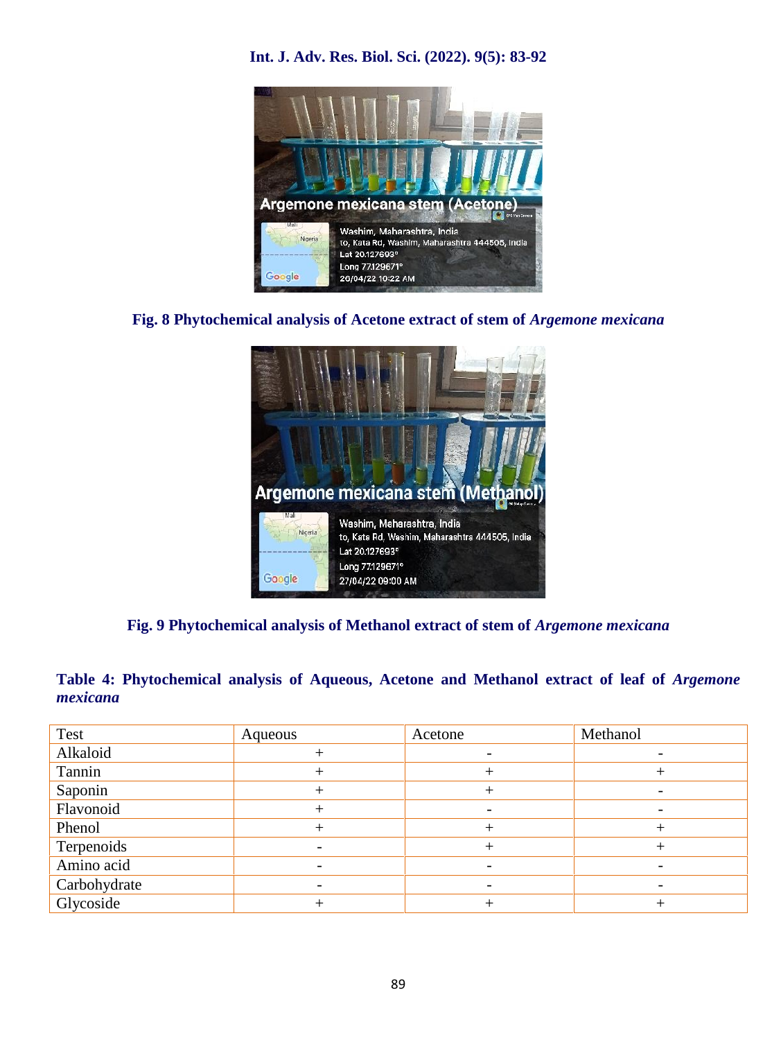**Fig. 8 Phytochemical analysis of Acetone extract of stem of *Argemone mexicana***

**Fig. 9 Phytochemical analysis of Methanol extract of stem of *Argemone mexicana***

**Table 4: Phytochemical analysis of Aqueous, Acetone and Methanol extract of leaf of *Argemone mexicana***

| Test | Aqueous | Acetone | Methanol |
|---|---|---|---|
| Alkaloid | + | - | - |
| Tannin | + | + | + |
| Saponin | + | + | - |
| Flavonoid | + | - | - |
| Phenol | + | + | + |
| Terpenoids | - | + | + |
| Amino acid | - | - | - |
| Carbohydrate | - | - | - |
| Glycoside | + | + | + |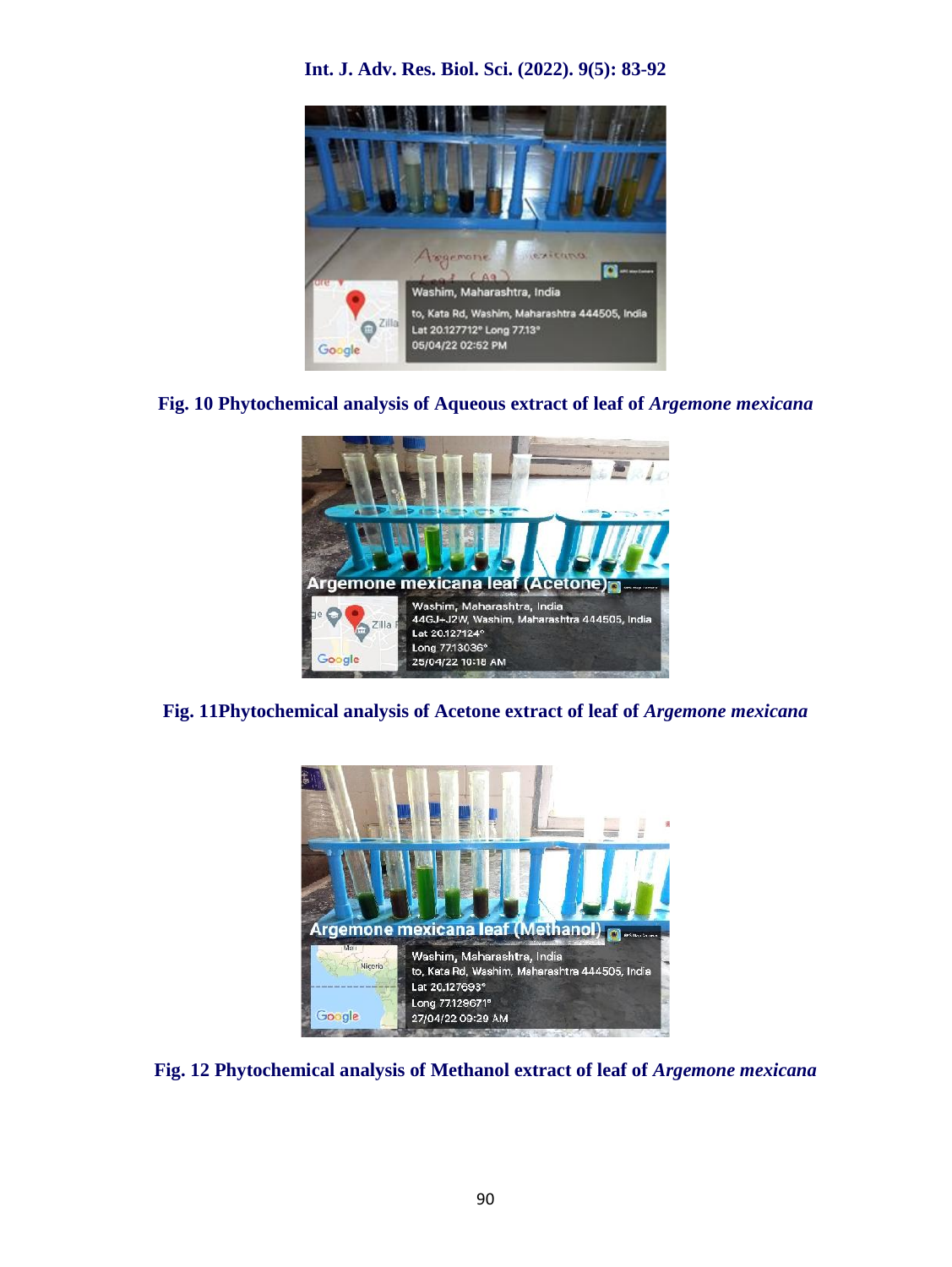**Fig. 10 Phytochemical analysis of Aqueous extract of leaf of *Argemone mexicana***

**Fig. 11Phytochemical analysis of Acetone extract of leaf of *Argemone mexicana***

**Fig. 12 Phytochemical analysis of Methanol extract of leaf of *Argemone mexicana***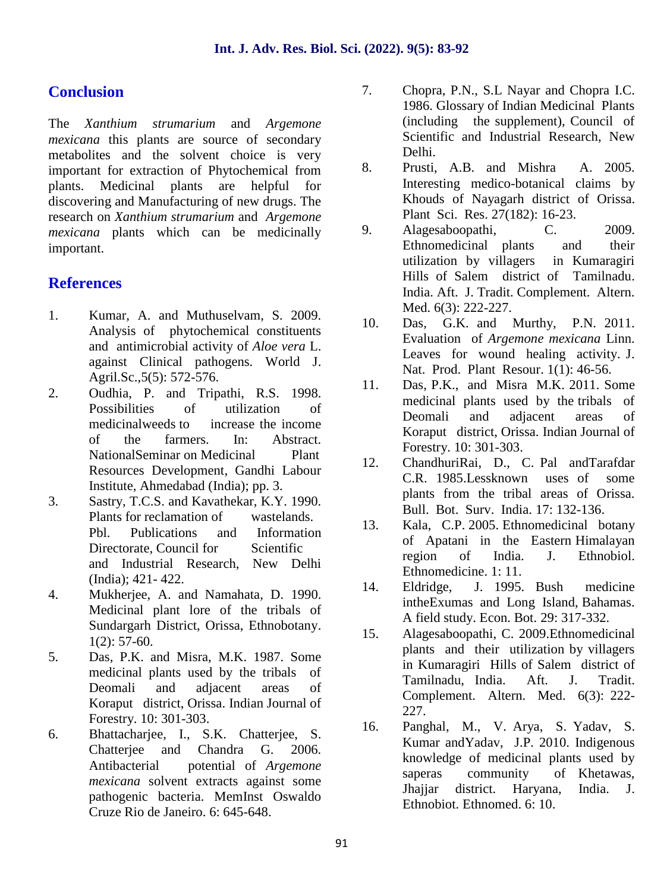## Conclusion

The *Xanthium strumarium* and *Argemone mexicana* this plants are source of secondary metabolites and the solvent choice is very important for extraction of Phytochemical from plants. Medicinal plants are helpful for discovering and Manufacturing of new drugs. The research on *Xanthium strumarium* and *Argemone mexicana* plants which can be medicinally important.

## References

1. Kumar, A. and Muthuselvam, S. 2009. Analysis of phytochemical constituents and antimicrobial activity of *Aloe vera* L. against Clinical pathogens. World J. Agril.Sc.,5(5): 572-576.
2. Oudhia, P. and Tripathi, R.S. 1998. Possibilities of utilization of medicinalweeds to increase the income of the farmers. In: Abstract. NationalSeminar on Medicinal Plant Resources Development, Gandhi Labour Institute, Ahmedabad (India); pp. 3.
3. Sastry, T.C.S. and Kavathekar, K.Y. 1990. Plants for reclamation of wastelands. Pbl. Publications and Information Directorate, Council for Scientific and Industrial Research, New Delhi (India); 421- 422.
4. Mukherjee, A. and Namahata, D. 1990. Medicinal plant lore of the tribals of Sundargarh District, Orissa, Ethnobotany. 1(2): 57-60.
5. Das, P.K. and Misra, M.K. 1987. Some medicinal plants used by the tribals of Deomali and adjacent areas of Koraput district, Orissa. Indian Journal of Forestry. 10: 301-303.
6. Bhattacharjee, I., S.K. Chatterjee, S. Chatterjee and Chandra G. 2006. Antibacterial potential of *Argemone mexicana* solvent extracts against some pathogenic bacteria. MemInst Oswaldo Cruze Rio de Janeiro. 6: 645-648.
7. Chopra, P.N., S.L Nayar and Chopra I.C. 1986. Glossary of Indian Medicinal Plants (including the supplement), Council of Scientific and Industrial Research, New Delhi.
8. Prusti, A.B. and Mishra A. 2005. Interesting medico-botanical claims by Khouds of Nayagarh district of Orissa. Plant Sci. Res. 27(182): 16-23.
9. Alagesaboopathi, C. 2009. Ethnomedicinal plants and their utilization by villagers in Kumaragiri Hills of Salem district of Tamilnadu. India. Aft. J. Tradit. Complement. Altern. Med. 6(3): 222-227.
10. Das, G.K. and Murthy, P.N. 2011. Evaluation of *Argemone mexicana* Linn. Leaves for wound healing activity. J. Nat. Prod. Plant Resour. 1(1): 46-56.
11. Das, P.K., and Misra M.K. 2011. Some medicinal plants used by the tribals of Deomali and adjacent areas of Koraput district, Orissa. Indian Journal of Forestry. 10: 301-303.
12. ChandhuriRai, D., C. Pal andTarafdar C.R. 1985.Lessknown uses of some plants from the tribal areas of Orissa. Bull. Bot. Surv. India. 17: 132-136.
13. Kala, C.P. 2005. Ethnomedicinal botany of Apatani in the Eastern Himalayan region of India. J. Ethnobiol. Ethnomedicine. 1: 11.
14. Eldridge, J. 1995. Bush medicine intheExumas and Long Island, Bahamas. A field study. Econ. Bot. 29: 317-332.
15. Alagesaboopathi, C. 2009.Ethnomedicinal plants and their utilization by villagers in Kumaragiri Hills of Salem district of Tamilnadu, India. Aft. J. Tradit. Complement. Altern. Med. 6(3): 222-227.
16. Panghal, M., V. Arya, S. Yadav, S. Kumar andYadav, J.P. 2010. Indigenous knowledge of medicinal plants used by saperas community of Khetawas, Jhajjar district. Haryana, India. J. Ethnobiot. Ethnomed. 6: 10.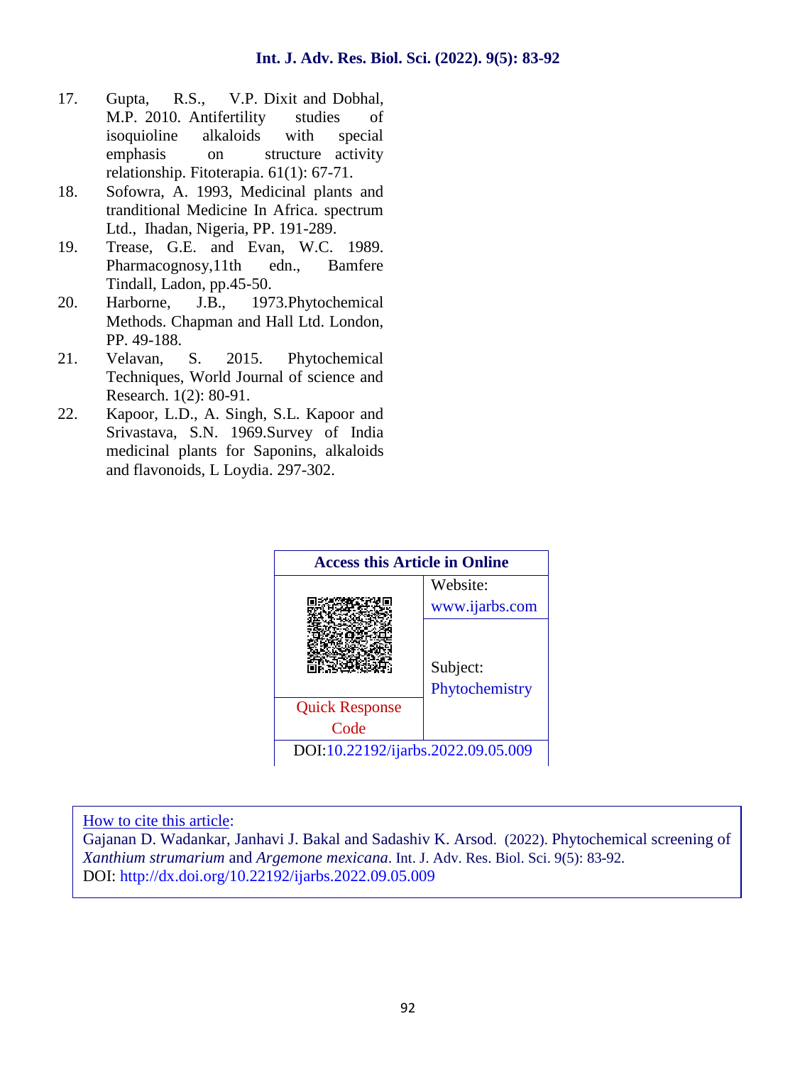17. Gupta, R.S., V.P. Dixit and Dobhal, M.P. 2010. Antifertility studies of isoquioline alkaloids with special emphasis on structure activity relationship. Fitoterapia. 61(1): 67-71.
18. Sofowra, A. 1993, Medicinal plants and tranditional Medicine In Africa. spectrum Ltd., Ihadan, Nigeria, PP. 191-289.
19. Trease, G.E. and Evan, W.C. 1989. Pharmacognosy,11th edn., Bamfere Tindall, Ladon, pp.45-50.
20. Harborne, J.B., 1973.Phytochemical Methods. Chapman and Hall Ltd. London, PP. 49-188.
21. Velavan, S. 2015. Phytochemical Techniques, World Journal of science and Research. 1(2): 80-91.
22. Kapoor, L.D., A. Singh, S.L. Kapoor and Srivastava, S.N. 1969.Survey of India medicinal plants for Saponins, alkaloids and flavonoids, L Loydia. 297-302.

| Access this Article in Online | |
|---|---|
| | Website: www.ijarbs.com |
| Quick Response Code | Subject: Phytochemistry |
| DOI:10.22192/ijarbs.2022.09.05.009 | |

How to cite this article:
Gajanan D. Wadankar, Janhavi J. Bakal and Sadashiv K. Arsod. (2022). Phytochemical screening of *Xanthium strumarium* and *Argemone mexicana*. Int. J. Adv. Res. Biol. Sci. 9(5): 83-92.
DOI: http://dx.doi.org/10.22192/ijarbs.2022.09.05.009